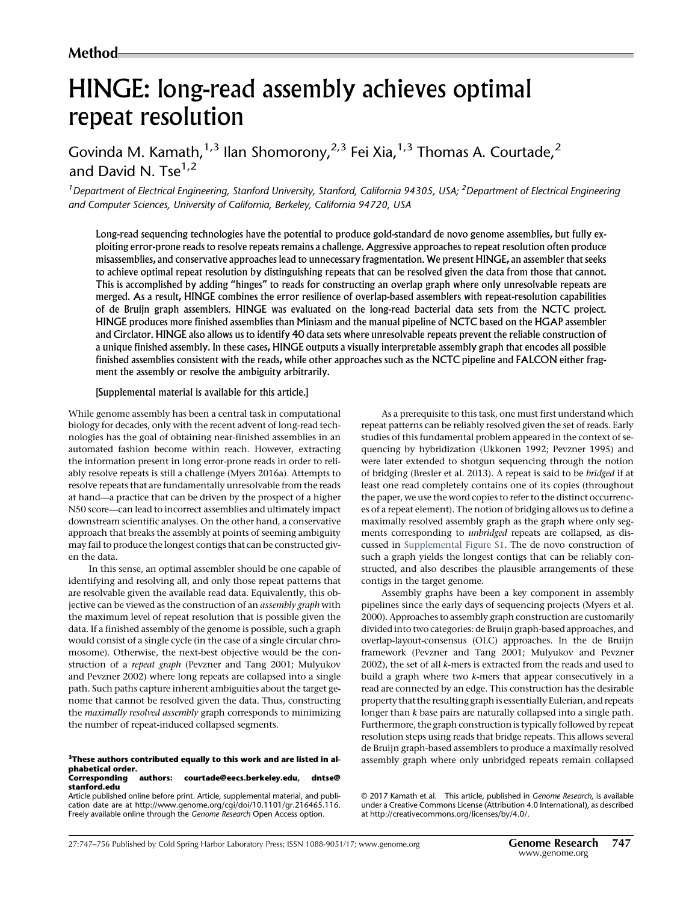Method

# HINGE: long-read assembly achieves optimal repeat resolution

Govinda M. Kamath,[1,3] Ilan Shomorony,[2,3] Fei Xia,[1,3] Thomas A. Courtade,[2] and David N. Tse[1,2]

[1]Department of Electrical Engineering, Stanford University, Stanford, California 94305, USA; [2]Department of Electrical Engineering and Computer Sciences, University of California, Berkeley, California 94720, USA

**Long-read sequencing technologies have the potential to produce gold-standard de novo genome assemblies, but fully exploiting error-prone reads to resolve repeats remains a challenge. Aggressive approaches to repeat resolution often produce misassemblies, and conservative approaches lead to unnecessary fragmentation. We present HINGE, an assembler that seeks to achieve optimal repeat resolution by distinguishing repeats that can be resolved given the data from those that cannot. This is accomplished by adding "hinges" to reads for constructing an overlap graph where only unresolvable repeats are merged. As a result, HINGE combines the error resilience of overlap-based assemblers with repeat-resolution capabilities of de Bruijn graph assemblers. HINGE was evaluated on the long-read bacterial data sets from the NCTC project. HINGE produces more finished assemblies than Miniasm and the manual pipeline of NCTC based on the HGAP assembler and Circlator. HINGE also allows us to identify 40 data sets where unresolvable repeats prevent the reliable construction of a unique finished assembly. In these cases, HINGE outputs a visually interpretable assembly graph that encodes all possible finished assemblies consistent with the reads, while other approaches such as the NCTC pipeline and FALCON either fragment the assembly or resolve the ambiguity arbitrarily.**

[Supplemental material is available for this article.]

While genome assembly has been a central task in computational biology for decades, only with the recent advent of long-read technologies has the goal of obtaining near-finished assemblies in an automated fashion become within reach. However, extracting the information present in long error-prone reads in order to reliably resolve repeats is still a challenge (Myers 2016a). Attempts to resolve repeats that are fundamentally unresolvable from the reads at hand—a practice that can be driven by the prospect of a higher N50 score—can lead to incorrect assemblies and ultimately impact downstream scientific analyses. On the other hand, a conservative approach that breaks the assembly at points of seeming ambiguity may fail to produce the longest contigs that can be constructed given the data.

In this sense, an optimal assembler should be one capable of identifying and resolving all, and only those repeat patterns that are resolvable given the available read data. Equivalently, this objective can be viewed as the construction of an *assembly graph* with the maximum level of repeat resolution that is possible given the data. If a finished assembly of the genome is possible, such a graph would consist of a single cycle (in the case of a single circular chromosome). Otherwise, the next-best objective would be the construction of a *repeat graph* (Pevzner and Tang 2001; Mulyukov and Pevzner 2002) where long repeats are collapsed into a single path. Such paths capture inherent ambiguities about the target genome that cannot be resolved given the data. Thus, constructing the *maximally resolved assembly* graph corresponds to minimizing the number of repeat-induced collapsed segments.

As a prerequisite to this task, one must first understand which repeat patterns can be reliably resolved given the set of reads. Early studies of this fundamental problem appeared in the context of sequencing by hybridization (Ukkonen 1992; Pevzner 1995) and were later extended to shotgun sequencing through the notion of bridging (Bresler et al. 2013). A repeat is said to be *bridged* if at least one read completely contains one of its copies (throughout the paper, we use the word copies to refer to the distinct occurrences of a repeat element). The notion of bridging allows us to define a maximally resolved assembly graph as the graph where only segments corresponding to *unbridged* repeats are collapsed, as discussed in Supplemental Figure S1. The de novo construction of such a graph yields the longest contigs that can be reliably constructed, and also describes the plausible arrangements of these contigs in the target genome.

Assembly graphs have been a key component in assembly pipelines since the early days of sequencing projects (Myers et al. 2000). Approaches to assembly graph construction are customarily divided into two categories: de Bruijn graph-based approaches, and overlap-layout-consensus (OLC) approaches. In the de Bruijn framework (Pevzner and Tang 2001; Mulyukov and Pevzner 2002), the set of all *k*-mers is extracted from the reads and used to build a graph where two *k*-mers that appear consecutively in a read are connected by an edge. This construction has the desirable property that the resulting graph is essentially Eulerian, and repeats longer than *k* base pairs are naturally collapsed into a single path. Furthermore, the graph construction is typically followed by repeat resolution steps using reads that bridge repeats. This allows several de Bruijn graph-based assemblers to produce a maximally resolved assembly graph where only unbridged repeats remain collapsed

[3]**These authors contributed equally to this work and are listed in alphabetical order.**
**Corresponding authors: courtade@eecs.berkeley.edu, dntse@stanford.edu**
Article published online before print. Article, supplemental material, and publication date are at http://www.genome.org/cgi/doi/10.1101/gr.216465.116. Freely available online through the *Genome Research* Open Access option.

© 2017 Kamath et al. This article, published in *Genome Research*, is available under a Creative Commons License (Attribution 4.0 International), as described at http://creativecommons.org/licenses/by/4.0/.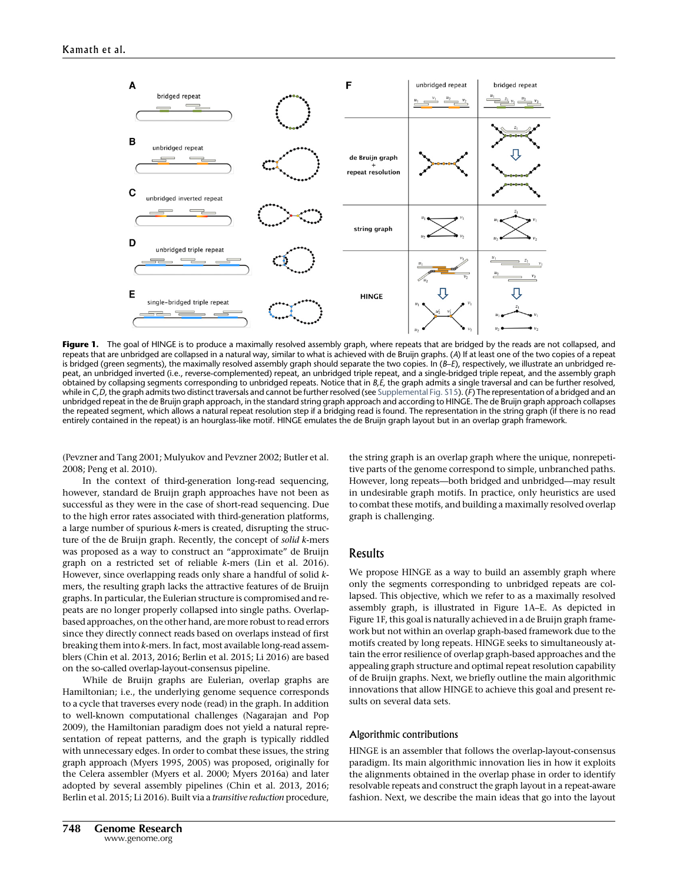**Figure 1.** The goal of HINGE is to produce a maximally resolved assembly graph, where repeats that are bridged by the reads are not collapsed, and repeats that are unbridged are collapsed in a natural way, similar to what is achieved with de Bruijn graphs. (*A*) If at least one of the two copies of a repeat is bridged (green segments), the maximally resolved assembly graph should separate the two copies. In (*B*–*E*), respectively, we illustrate an unbridged repeat, an unbridged inverted (i.e., reverse-complemented) repeat, an unbridged triple repeat, and a single-bridged triple repeat, and the assembly graph obtained by collapsing segments corresponding to unbridged repeats. Notice that in *B*,*E*, the graph admits a single traversal and can be further resolved, while in *C*,*D*, the graph admits two distinct traversals and cannot be further resolved (see Supplemental Fig. S15). (*F*) The representation of a bridged and an unbridged repeat in the de Bruijn graph approach, in the standard string graph approach and according to HINGE. The de Bruijn graph approach collapses the repeated segment, which allows a natural repeat resolution step if a bridging read is found. The representation in the string graph (if there is no read entirely contained in the repeat) is an hourglass-like motif. HINGE emulates the de Bruijn graph layout but in an overlap graph framework.

(Pevzner and Tang 2001; Mulyukov and Pevzner 2002; Butler et al. 2008; Peng et al. 2010).

In the context of third-generation long-read sequencing, however, standard de Bruijn graph approaches have not been as successful as they were in the case of short-read sequencing. Due to the high error rates associated with third-generation platforms, a large number of spurious *k*-mers is created, disrupting the structure of the de Bruijn graph. Recently, the concept of *solid k*-mers was proposed as a way to construct an "approximate" de Bruijn graph on a restricted set of reliable *k*-mers (Lin et al. 2016). However, since overlapping reads only share a handful of solid *k*-mers, the resulting graph lacks the attractive features of de Bruijn graphs. In particular, the Eulerian structure is compromised and repeats are no longer properly collapsed into single paths. Overlap-based approaches, on the other hand, are more robust to read errors since they directly connect reads based on overlaps instead of first breaking them into *k*-mers. In fact, most available long-read assemblers (Chin et al. 2013, 2016; Berlin et al. 2015; Li 2016) are based on the so-called overlap-layout-consensus pipeline.

While de Bruijn graphs are Eulerian, overlap graphs are Hamiltonian; i.e., the underlying genome sequence corresponds to a cycle that traverses every node (read) in the graph. In addition to well-known computational challenges (Nagarajan and Pop 2009), the Hamiltonian paradigm does not yield a natural representation of repeat patterns, and the graph is typically riddled with unnecessary edges. In order to combat these issues, the string graph approach (Myers 1995, 2005) was proposed, originally for the Celera assembler (Myers et al. 2000; Myers 2016a) and later adopted by several assembly pipelines (Chin et al. 2013, 2016; Berlin et al. 2015; Li 2016). Built via a *transitive reduction* procedure, the string graph is an overlap graph where the unique, nonrepetitive parts of the genome correspond to simple, unbranched paths. However, long repeats—both bridged and unbridged—may result in undesirable graph motifs. In practice, only heuristics are used to combat these motifs, and building a maximally resolved overlap graph is challenging.

## Results

We propose HINGE as a way to build an assembly graph where only the segments corresponding to unbridged repeats are collapsed. This objective, which we refer to as a maximally resolved assembly graph, is illustrated in Figure 1A–E. As depicted in Figure 1F, this goal is naturally achieved in a de Bruijn graph framework but not within an overlap graph-based framework due to the motifs created by long repeats. HINGE seeks to simultaneously attain the error resilience of overlap graph-based approaches and the appealing graph structure and optimal repeat resolution capability of de Bruijn graphs. Next, we briefly outline the main algorithmic innovations that allow HINGE to achieve this goal and present results on several data sets.

### Algorithmic contributions

HINGE is an assembler that follows the overlap-layout-consensus paradigm. Its main algorithmic innovation lies in how it exploits the alignments obtained in the overlap phase in order to identify resolvable repeats and construct the graph layout in a repeat-aware fashion. Next, we describe the main ideas that go into the layout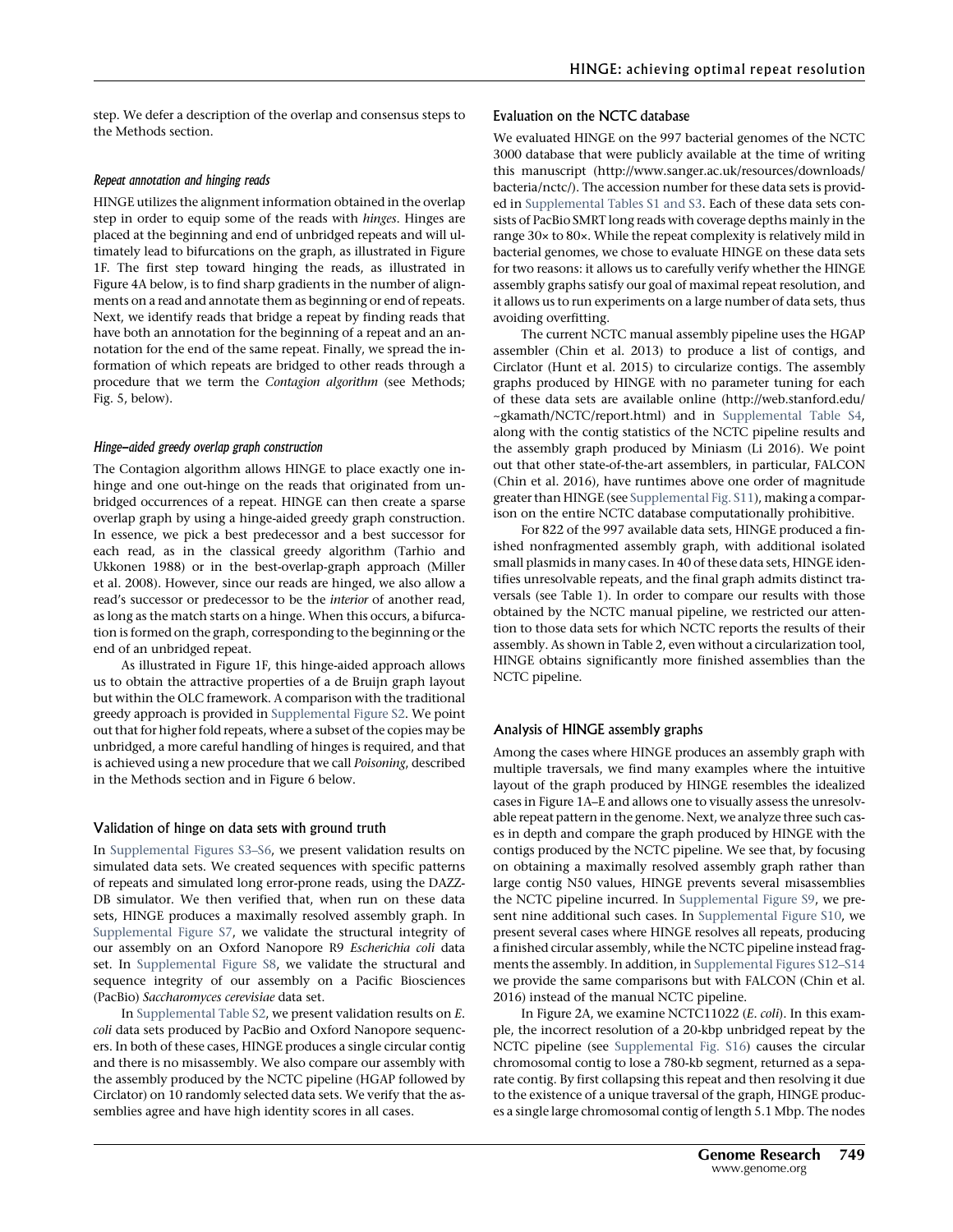step. We defer a description of the overlap and consensus steps to the Methods section.

#### *Repeat annotation and hinging reads*

HINGE utilizes the alignment information obtained in the overlap step in order to equip some of the reads with *hinges*. Hinges are placed at the beginning and end of unbridged repeats and will ultimately lead to bifurcations on the graph, as illustrated in Figure 1F. The first step toward hinging the reads, as illustrated in Figure 4A below, is to find sharp gradients in the number of alignments on a read and annotate them as beginning or end of repeats. Next, we identify reads that bridge a repeat by finding reads that have both an annotation for the beginning of a repeat and an annotation for the end of the same repeat. Finally, we spread the information of which repeats are bridged to other reads through a procedure that we term the *Contagion algorithm* (see Methods; Fig. 5, below).

#### *Hinge-aided greedy overlap graph construction*

The Contagion algorithm allows HINGE to place exactly one in-hinge and one out-hinge on the reads that originated from unbridged occurrences of a repeat. HINGE can then create a sparse overlap graph by using a hinge-aided greedy graph construction. In essence, we pick a best predecessor and a best successor for each read, as in the classical greedy algorithm (Tarhio and Ukkonen 1988) or in the best-overlap-graph approach (Miller et al. 2008). However, since our reads are hinged, we also allow a read's successor or predecessor to be the *interior* of another read, as long as the match starts on a hinge. When this occurs, a bifurcation is formed on the graph, corresponding to the beginning or the end of an unbridged repeat.

As illustrated in Figure 1F, this hinge-aided approach allows us to obtain the attractive properties of a de Bruijn graph layout but within the OLC framework. A comparison with the traditional greedy approach is provided in Supplemental Figure S2. We point out that for higher fold repeats, where a subset of the copies may be unbridged, a more careful handling of hinges is required, and that is achieved using a new procedure that we call *Poisoning*, described in the Methods section and in Figure 6 below.

### Validation of hinge on data sets with ground truth

In Supplemental Figures S3–S6, we present validation results on simulated data sets. We created sequences with specific patterns of repeats and simulated long error-prone reads, using the DAZZDB simulator. We then verified that, when run on these data sets, HINGE produces a maximally resolved assembly graph. In Supplemental Figure S7, we validate the structural integrity of our assembly on an Oxford Nanopore R9 *Escherichia coli* data set. In Supplemental Figure S8, we validate the structural and sequence integrity of our assembly on a Pacific Biosciences (PacBio) *Saccharomyces cerevisiae* data set.

In Supplemental Table S2, we present validation results on *E. coli* data sets produced by PacBio and Oxford Nanopore sequencers. In both of these cases, HINGE produces a single circular contig and there is no misassembly. We also compare our assembly with the assembly produced by the NCTC pipeline (HGAP followed by Circlator) on 10 randomly selected data sets. We verify that the assemblies agree and have high identity scores in all cases.

### Evaluation on the NCTC database

We evaluated HINGE on the 997 bacterial genomes of the NCTC 3000 database that were publicly available at the time of writing this manuscript (http://www.sanger.ac.uk/resources/downloads/bacteria/nctc/). The accession number for these data sets is provided in Supplemental Tables S1 and S3. Each of these data sets consists of PacBio SMRT long reads with coverage depths mainly in the range 30× to 80×. While the repeat complexity is relatively mild in bacterial genomes, we chose to evaluate HINGE on these data sets for two reasons: it allows us to carefully verify whether the HINGE assembly graphs satisfy our goal of maximal repeat resolution, and it allows us to run experiments on a large number of data sets, thus avoiding overfitting.

The current NCTC manual assembly pipeline uses the HGAP assembler (Chin et al. 2013) to produce a list of contigs, and Circlator (Hunt et al. 2015) to circularize contigs. The assembly graphs produced by HINGE with no parameter tuning for each of these data sets are available online (http://web.stanford.edu/~gkamath/NCTC/report.html) and in Supplemental Table S4, along with the contig statistics of the NCTC pipeline results and the assembly graph produced by Miniasm (Li 2016). We point out that other state-of-the-art assemblers, in particular, FALCON (Chin et al. 2016), have runtimes above one order of magnitude greater than HINGE (see Supplemental Fig. S11), making a comparison on the entire NCTC database computationally prohibitive.

For 822 of the 997 available data sets, HINGE produced a finished nonfragmented assembly graph, with additional isolated small plasmids in many cases. In 40 of these data sets, HINGE identifies unresolvable repeats, and the final graph admits distinct traversals (see Table 1). In order to compare our results with those obtained by the NCTC manual pipeline, we restricted our attention to those data sets for which NCTC reports the results of their assembly. As shown in Table 2, even without a circularization tool, HINGE obtains significantly more finished assemblies than the NCTC pipeline.

### Analysis of HINGE assembly graphs

Among the cases where HINGE produces an assembly graph with multiple traversals, we find many examples where the intuitive layout of the graph produced by HINGE resembles the idealized cases in Figure 1A–E and allows one to visually assess the unresolvable repeat pattern in the genome. Next, we analyze three such cases in depth and compare the graph produced by HINGE with the contigs produced by the NCTC pipeline. We see that, by focusing on obtaining a maximally resolved assembly graph rather than large contig N50 values, HINGE prevents several misassemblies the NCTC pipeline incurred. In Supplemental Figure S9, we present nine additional such cases. In Supplemental Figure S10, we present several cases where HINGE resolves all repeats, producing a finished circular assembly, while the NCTC pipeline instead fragments the assembly. In addition, in Supplemental Figures S12–S14 we provide the same comparisons but with FALCON (Chin et al. 2016) instead of the manual NCTC pipeline.

In Figure 2A, we examine NCTC11022 (*E. coli*). In this example, the incorrect resolution of a 20-kbp unbridged repeat by the NCTC pipeline (see Supplemental Fig. S16) causes the circular chromosomal contig to lose a 780-kb segment, returned as a separate contig. By first collapsing this repeat and then resolving it due to the existence of a unique traversal of the graph, HINGE produces a single large chromosomal contig of length 5.1 Mbp. The nodes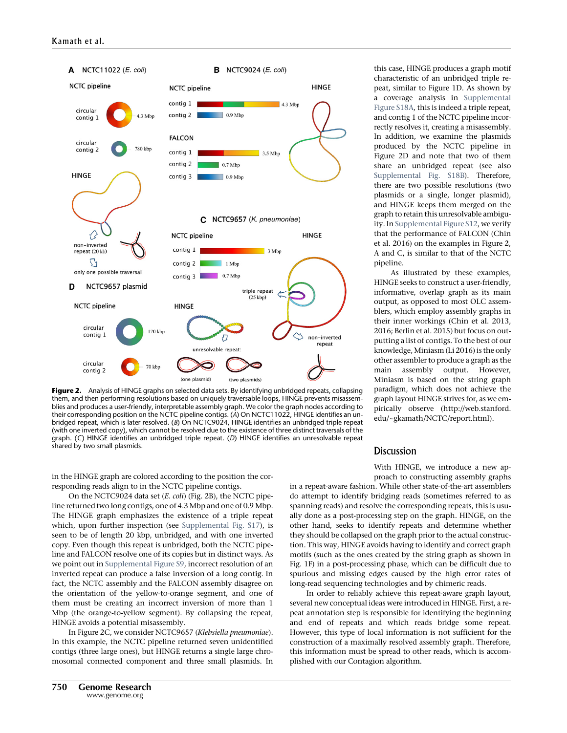**Figure 2.** Analysis of HINGE graphs on selected data sets. By identifying unbridged repeats, collapsing them, and then performing resolutions based on uniquely traversable loops, HINGE prevents misassemblies and produces a user-friendly, interpretable assembly graph. We color the graph nodes according to their corresponding position on the NCTC pipeline contigs. (*A*) On NCTC11022, HINGE identifies an unbridged repeat, which is later resolved. (*B*) On NCTC9024, HINGE identifies an unbridged triple repeat (with one inverted copy), which cannot be resolved due to the existence of three distinct traversals of the graph. (*C*) HINGE identifies an unbridged triple repeat. (*D*) HINGE identifies an unresolvable repeat shared by two small plasmids.

in the HINGE graph are colored according to the position the corresponding reads align to in the NCTC pipeline contigs.

On the NCTC9024 data set (*E. coli*) (Fig. 2B), the NCTC pipeline returned two long contigs, one of 4.3 Mbp and one of 0.9 Mbp. The HINGE graph emphasizes the existence of a triple repeat which, upon further inspection (see Supplemental Fig. S17), is seen to be of length 20 kbp, unbridged, and with one inverted copy. Even though this repeat is unbridged, both the NCTC pipeline and FALCON resolve one of its copies but in distinct ways. As we point out in Supplemental Figure S9, incorrect resolution of an inverted repeat can produce a false inversion of a long contig. In fact, the NCTC assembly and the FALCON assembly disagree on the orientation of the yellow-to-orange segment, and one of them must be creating an incorrect inversion of more than 1 Mbp (the orange-to-yellow segment). By collapsing the repeat, HINGE avoids a potential misassembly.

In Figure 2C, we consider NCTC9657 (*Klebsiella pneumoniae*). In this example, the NCTC pipeline returned seven unidentified contigs (three large ones), but HINGE returns a single large chromosomal connected component and three small plasmids. In this case, HINGE produces a graph motif characteristic of an unbridged triple repeat, similar to Figure 1D. As shown by a coverage analysis in Supplemental Figure S18A, this is indeed a triple repeat, and contig 1 of the NCTC pipeline incorrectly resolves it, creating a misassembly. In addition, we examine the plasmids produced by the NCTC pipeline in Figure 2D and note that two of them share an unbridged repeat (see also Supplemental Fig. S18B). Therefore, there are two possible resolutions (two plasmids or a single, longer plasmid), and HINGE keeps them merged on the graph to retain this unresolvable ambiguity. In Supplemental Figure S12, we verify that the performance of FALCON (Chin et al. 2016) on the examples in Figure 2, A and C, is similar to that of the NCTC pipeline.

As illustrated by these examples, HINGE seeks to construct a user-friendly, informative, overlap graph as its main output, as opposed to most OLC assemblers, which employ assembly graphs in their inner workings (Chin et al. 2013, 2016; Berlin et al. 2015) but focus on outputting a list of contigs. To the best of our knowledge, Miniasm (Li 2016) is the only other assembler to produce a graph as the main assembly output. However, Miniasm is based on the string graph paradigm, which does not achieve the graph layout HINGE strives for, as we empirically observe (http://web.stanford.edu/~gkamath/NCTC/report.html).

## Discussion

With HINGE, we introduce a new approach to constructing assembly graphs in a repeat-aware fashion. While other state-of-the-art assemblers do attempt to identify bridging reads (sometimes referred to as spanning reads) and resolve the corresponding repeats, this is usually done as a post-processing step on the graph. HINGE, on the other hand, seeks to identify repeats and determine whether they should be collapsed on the graph prior to the actual construction. This way, HINGE avoids having to identify and correct graph motifs (such as the ones created by the string graph as shown in Fig. 1F) in a post-processing phase, which can be difficult due to spurious and missing edges caused by the high error rates of long-read sequencing technologies and by chimeric reads.

In order to reliably achieve this repeat-aware graph layout, several new conceptual ideas were introduced in HINGE. First, a repeat annotation step is responsible for identifying the beginning and end of repeats and which reads bridge some repeat. However, this type of local information is not sufficient for the construction of a maximally resolved assembly graph. Therefore, this information must be spread to other reads, which is accomplished with our Contagion algorithm.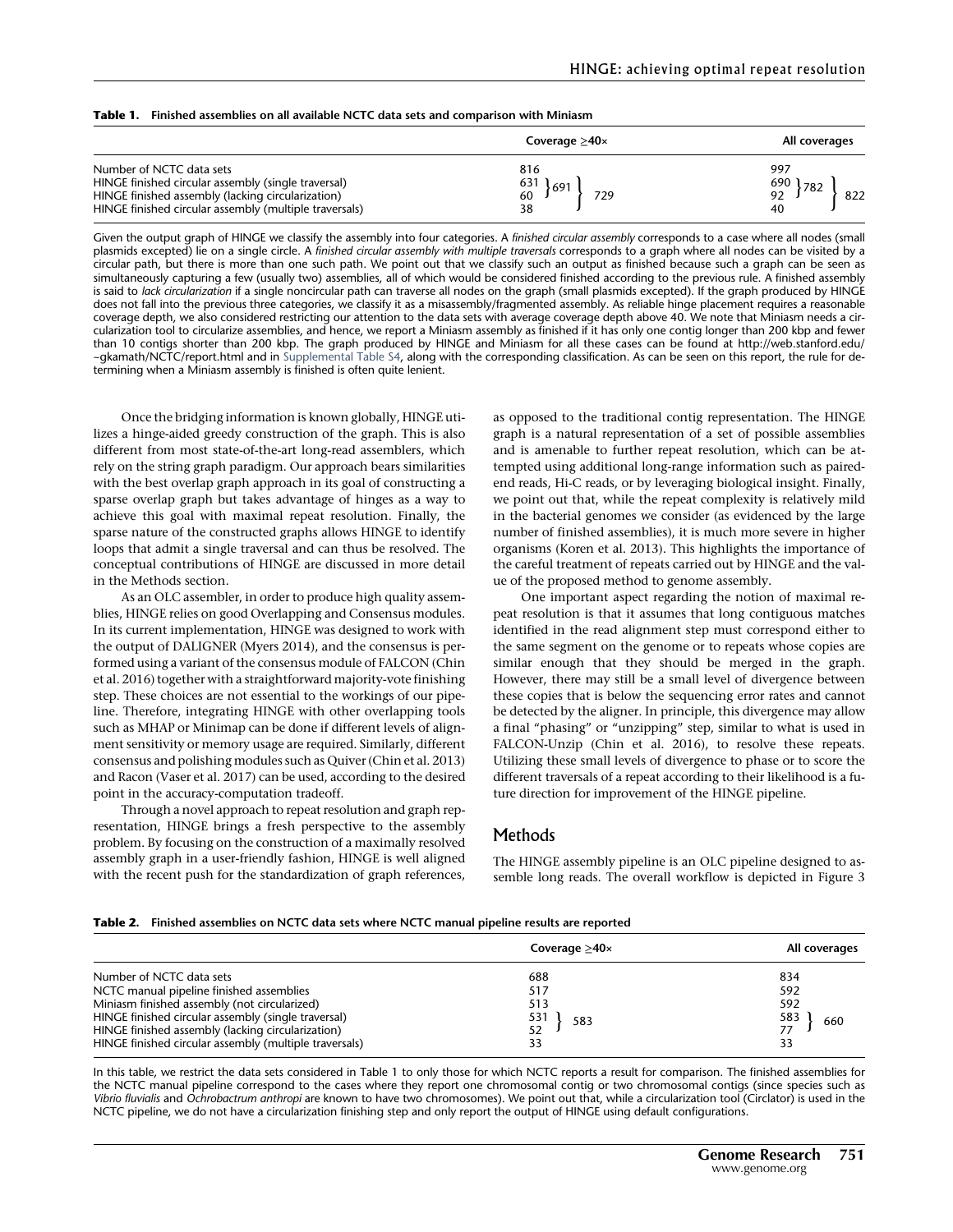**Table 1. Finished assemblies on all available NCTC data sets and comparison with Miniasm**

| | Coverage ≥40× | | | All coverages | | |
|---|---|---|---|---|---|---|
| Number of NCTC data sets | 816 | | | 997 | | |
| HINGE finished circular assembly (single traversal) | 631 | 691 | 729 | 690 | 782 | 822 |
| HINGE finished assembly (lacking circularization) | 60 | | | 92 | | |
| HINGE finished circular assembly (multiple traversals) | 38 | | | 40 | | |

Given the output graph of HINGE we classify the assembly into four categories. A *finished circular assembly* corresponds to a case where all nodes (small plasmids excepted) lie on a single circle. A *finished circular assembly with multiple traversals* corresponds to a graph where all nodes can be visited by a circular path, but there is more than one such path. We point out that we classify such an output as finished because such a graph can be seen as simultaneously capturing a few (usually two) assemblies, all of which would be considered finished according to the previous rule. A finished assembly is said to *lack circularization* if a single noncircular path can traverse all nodes on the graph (small plasmids excepted). If the graph produced by HINGE does not fall into the previous three categories, we classify it as a misassembly/fragmented assembly. As reliable hinge placement requires a reasonable coverage depth, we also considered restricting our attention to the data sets with average coverage depth above 40. We note that Miniasm needs a circularization tool to circularize assemblies, and hence, we report a Miniasm assembly as finished if it has only one contig longer than 200 kbp and fewer than 10 contigs shorter than 200 kbp. The graph produced by HINGE and Miniasm for all these cases can be found at http://web.stanford.edu/~gkamath/NCTC/report.html and in Supplemental Table S4, along with the corresponding classification. As can be seen on this report, the rule for determining when a Miniasm assembly is finished is often quite lenient.

Once the bridging information is known globally, HINGE utilizes a hinge-aided greedy construction of the graph. This is also different from most state-of-the-art long-read assemblers, which rely on the string graph paradigm. Our approach bears similarities with the best overlap graph approach in its goal of constructing a sparse overlap graph but takes advantage of hinges as a way to achieve this goal with maximal repeat resolution. Finally, the sparse nature of the constructed graphs allows HINGE to identify loops that admit a single traversal and can thus be resolved. The conceptual contributions of HINGE are discussed in more detail in the Methods section.

As an OLC assembler, in order to produce high quality assemblies, HINGE relies on good Overlapping and Consensus modules. In its current implementation, HINGE was designed to work with the output of DALIGNER (Myers 2014), and the consensus is performed using a variant of the consensus module of FALCON (Chin et al. 2016) together with a straightforward majority-vote finishing step. These choices are not essential to the workings of our pipeline. Therefore, integrating HINGE with other overlapping tools such as MHAP or Minimap can be done if different levels of alignment sensitivity or memory usage are required. Similarly, different consensus and polishing modules such as Quiver (Chin et al. 2013) and Racon (Vaser et al. 2017) can be used, according to the desired point in the accuracy-computation tradeoff.

Through a novel approach to repeat resolution and graph representation, HINGE brings a fresh perspective to the assembly problem. By focusing on the construction of a maximally resolved assembly graph in a user-friendly fashion, HINGE is well aligned with the recent push for the standardization of graph references, as opposed to the traditional contig representation. The HINGE graph is a natural representation of a set of possible assemblies and is amenable to further repeat resolution, which can be attempted using additional long-range information such as paired-end reads, Hi-C reads, or by leveraging biological insight. Finally, we point out that, while the repeat complexity is relatively mild in the bacterial genomes we consider (as evidenced by the large number of finished assemblies), it is much more severe in higher organisms (Koren et al. 2013). This highlights the importance of the careful treatment of repeats carried out by HINGE and the value of the proposed method to genome assembly.

One important aspect regarding the notion of maximal repeat resolution is that it assumes that long contiguous matches identified in the read alignment step must correspond either to the same segment on the genome or to repeats whose copies are similar enough that they should be merged in the graph. However, there may still be a small level of divergence between these copies that is below the sequencing error rates and cannot be detected by the aligner. In principle, this divergence may allow a final "phasing" or "unzipping" step, similar to what is used in FALCON-Unzip (Chin et al. 2016), to resolve these repeats. Utilizing these small levels of divergence to phase or to score the different traversals of a repeat according to their likelihood is a future direction for improvement of the HINGE pipeline.

## Methods

The HINGE assembly pipeline is an OLC pipeline designed to assemble long reads. The overall workflow is depicted in Figure 3

**Table 2. Finished assemblies on NCTC data sets where NCTC manual pipeline results are reported**

| | Coverage ≥40× | | All coverages | |
|---|---|---|---|---|
| Number of NCTC data sets | 688 | | 834 | |
| NCTC manual pipeline finished assemblies | 517 | | 592 | |
| Miniasm finished assembly (not circularized) | 513 | | 592 | |
| HINGE finished circular assembly (single traversal) | 531 | 583 | 583 | 660 |
| HINGE finished assembly (lacking circularization) | 52 | | 77 | |
| HINGE finished circular assembly (multiple traversals) | 33 | | 33 | |

In this table, we restrict the data sets considered in Table 1 to only those for which NCTC reports a result for comparison. The finished assemblies for the NCTC manual pipeline correspond to the cases where they report one chromosomal contig or two chromosomal contigs (since species such as *Vibrio fluvialis* and *Ochrobactrum anthropi* are known to have two chromosomes). We point out that, while a circularization tool (Circlator) is used in the NCTC pipeline, we do not have a circularization finishing step and only report the output of HINGE using default configurations.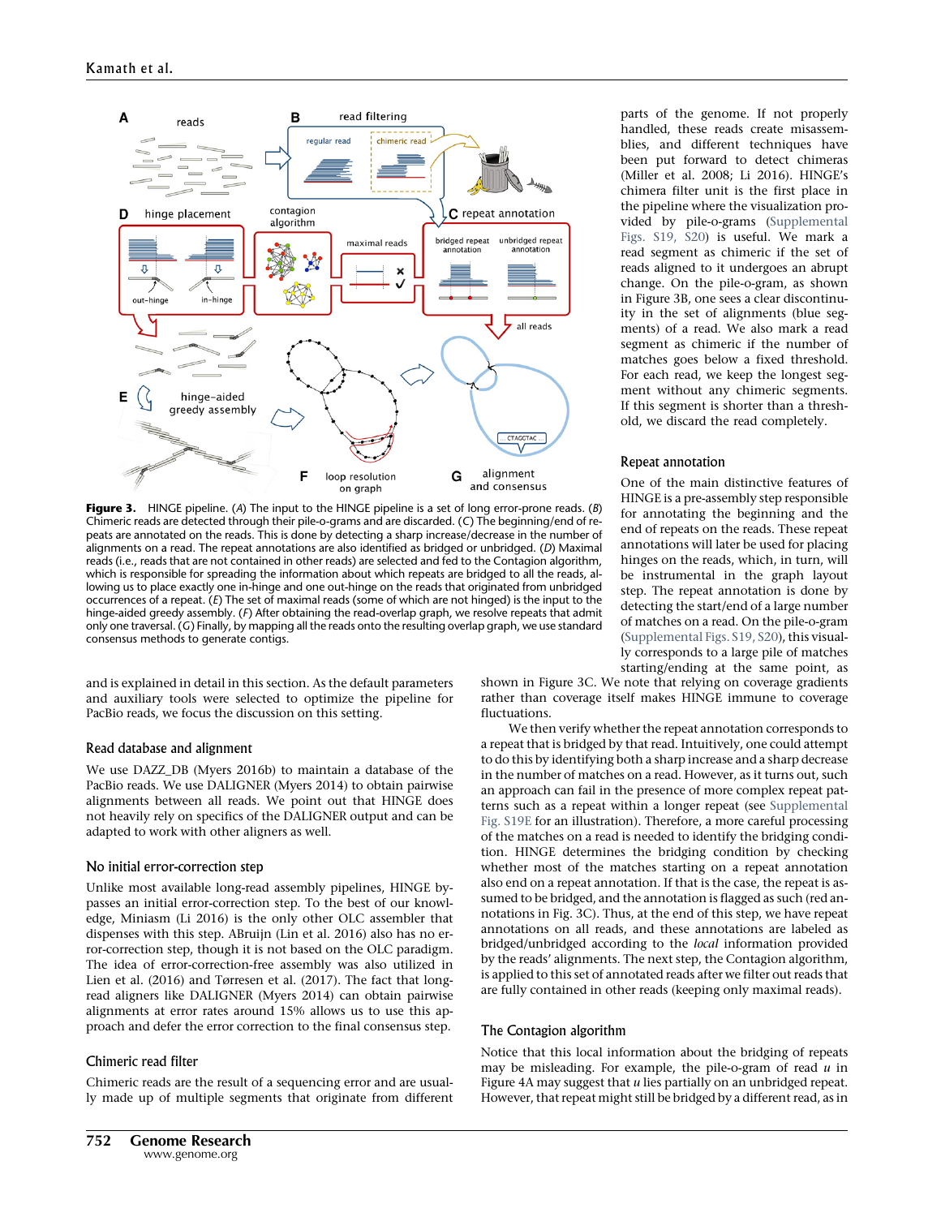parts of the genome. If not properly handled, these reads create misassemblies, and different techniques have been put forward to detect chimeras (Miller et al. 2008; Li 2016). HINGE's chimera filter unit is the first place in the pipeline where the visualization provided by pile-o-grams (Supplemental Figs. S19, S20) is useful. We mark a read segment as chimeric if the set of reads aligned to it undergoes an abrupt change. On the pile-o-gram, as shown in Figure 3B, one sees a clear discontinuity in the set of alignments (blue segments) of a read. We also mark a read segment as chimeric if the number of matches goes below a fixed threshold. For each read, we keep the longest segment without any chimeric segments. If this segment is shorter than a threshold, we discard the read completely.

**Figure 3.** HINGE pipeline. (*A*) The input to the HINGE pipeline is a set of long error-prone reads. (*B*) Chimeric reads are detected through their pile-o-grams and are discarded. (*C*) The beginning/end of repeats are annotated on the reads. This is done by detecting a sharp increase/decrease in the number of alignments on a read. The repeat annotations are also identified as bridged or unbridged. (*D*) Maximal reads (i.e., reads that are not contained in other reads) are selected and fed to the Contagion algorithm, which is responsible for spreading the information about which repeats are bridged to all the reads, allowing us to place exactly one in-hinge and one out-hinge on the reads that originated from unbridged occurrences of a repeat. (*E*) The set of maximal reads (some of which are not hinged) is the input to the hinge-aided greedy assembly. (*F*) After obtaining the read-overlap graph, we resolve repeats that admit only one traversal. (*G*) Finally, by mapping all the reads onto the resulting overlap graph, we use standard consensus methods to generate contigs.

and is explained in detail in this section. As the default parameters and auxiliary tools were selected to optimize the pipeline for PacBio reads, we focus the discussion on this setting.

### Read database and alignment

We use DAZZ_DB (Myers 2016b) to maintain a database of the PacBio reads. We use DALIGNER (Myers 2014) to obtain pairwise alignments between all reads. We point out that HINGE does not heavily rely on specifics of the DALIGNER output and can be adapted to work with other aligners as well.

### No initial error-correction step

Unlike most available long-read assembly pipelines, HINGE bypasses an initial error-correction step. To the best of our knowledge, Miniasm (Li 2016) is the only other OLC assembler that dispenses with this step. ABruijn (Lin et al. 2016) also has no error-correction step, though it is not based on the OLC paradigm. The idea of error-correction-free assembly was also utilized in Lien et al. (2016) and Tørresen et al. (2017). The fact that long-read aligners like DALIGNER (Myers 2014) can obtain pairwise alignments at error rates around 15% allows us to use this approach and defer the error correction to the final consensus step.

### Chimeric read filter

Chimeric reads are the result of a sequencing error and are usually made up of multiple segments that originate from different

### Repeat annotation

One of the main distinctive features of HINGE is a pre-assembly step responsible for annotating the beginning and the end of repeats on the reads. These repeat annotations will later be used for placing hinges on the reads, which, in turn, will be instrumental in the graph layout step. The repeat annotation is done by detecting the start/end of a large number of matches on a read. On the pile-o-gram (Supplemental Figs. S19, S20), this visually corresponds to a large pile of matches starting/ending at the same point, as shown in Figure 3C. We note that relying on coverage gradients rather than coverage itself makes HINGE immune to coverage fluctuations.

We then verify whether the repeat annotation corresponds to a repeat that is bridged by that read. Intuitively, one could attempt to do this by identifying both a sharp increase and a sharp decrease in the number of matches on a read. However, as it turns out, such an approach can fail in the presence of more complex repeat patterns such as a repeat within a longer repeat (see Supplemental Fig. S19E for an illustration). Therefore, a more careful processing of the matches on a read is needed to identify the bridging condition. HINGE determines the bridging condition by checking whether most of the matches starting on a repeat annotation also end on a repeat annotation. If that is the case, the repeat is assumed to be bridged, and the annotation is flagged as such (red annotations in Fig. 3C). Thus, at the end of this step, we have repeat annotations on all reads, and these annotations are labeled as bridged/unbridged according to the *local* information provided by the reads' alignments. The next step, the Contagion algorithm, is applied to this set of annotated reads after we filter out reads that are fully contained in other reads (keeping only maximal reads).

### The Contagion algorithm

Notice that this local information about the bridging of repeats may be misleading. For example, the pile-o-gram of read *u* in Figure 4A may suggest that *u* lies partially on an unbridged repeat. However, that repeat might still be bridged by a different read, as in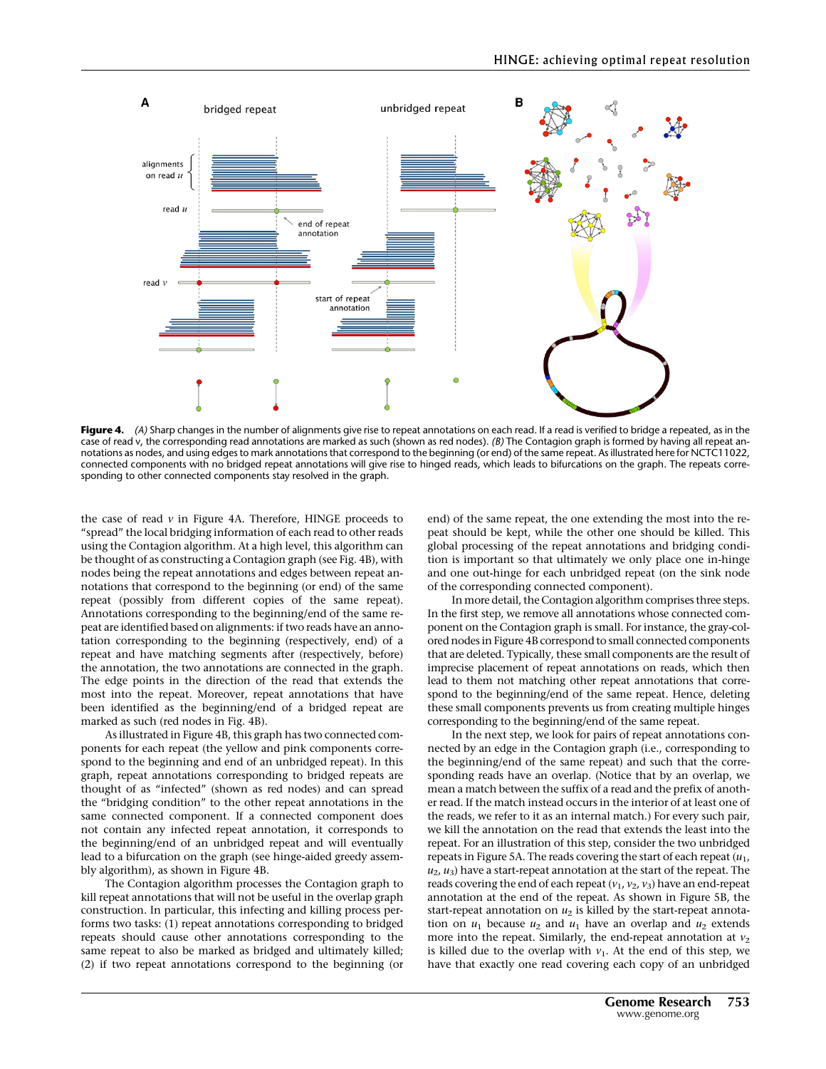**Figure 4.** *(A)* Sharp changes in the number of alignments give rise to repeat annotations on each read. If a read is verified to bridge a repeated, as in the case of read v, the corresponding read annotations are marked as such (shown as red nodes). *(B)* The Contagion graph is formed by having all repeat annotations as nodes, and using edges to mark annotations that correspond to the beginning (or end) of the same repeat. As illustrated here for NCTC11022, connected components with no bridged repeat annotations will give rise to hinged reads, which leads to bifurcations on the graph. The repeats corresponding to other connected components stay resolved in the graph.

the case of read $v$ in Figure 4A. Therefore, HINGE proceeds to "spread" the local bridging information of each read to other reads using the Contagion algorithm. At a high level, this algorithm can be thought of as constructing a Contagion graph (see Fig. 4B), with nodes being the repeat annotations and edges between repeat annotations that correspond to the beginning (or end) of the same repeat (possibly from different copies of the same repeat). Annotations corresponding to the beginning/end of the same repeat are identified based on alignments: if two reads have an annotation corresponding to the beginning (respectively, end) of a repeat and have matching segments after (respectively, before) the annotation, the two annotations are connected in the graph. The edge points in the direction of the read that extends the most into the repeat. Moreover, repeat annotations that have been identified as the beginning/end of a bridged repeat are marked as such (red nodes in Fig. 4B).

As illustrated in Figure 4B, this graph has two connected components for each repeat (the yellow and pink components correspond to the beginning and end of an unbridged repeat). In this graph, repeat annotations corresponding to bridged repeats are thought of as "infected" (shown as red nodes) and can spread the "bridging condition" to the other repeat annotations in the same connected component. If a connected component does not contain any infected repeat annotation, it corresponds to the beginning/end of an unbridged repeat and will eventually lead to a bifurcation on the graph (see hinge-aided greedy assembly algorithm), as shown in Figure 4B.

The Contagion algorithm processes the Contagion graph to kill repeat annotations that will not be useful in the overlap graph construction. In particular, this infecting and killing process performs two tasks: (1) repeat annotations corresponding to bridged repeats should cause other annotations corresponding to the same repeat to also be marked as bridged and ultimately killed; (2) if two repeat annotations correspond to the beginning (or end) of the same repeat, the one extending the most into the repeat should be kept, while the other one should be killed. This global processing of the repeat annotations and bridging condition is important so that ultimately we only place one in-hinge and one out-hinge for each unbridged repeat (on the sink node of the corresponding connected component).

In more detail, the Contagion algorithm comprises three steps. In the first step, we remove all annotations whose connected component on the Contagion graph is small. For instance, the gray-colored nodes in Figure 4B correspond to small connected components that are deleted. Typically, these small components are the result of imprecise placement of repeat annotations on reads, which then lead to them not matching other repeat annotations that correspond to the beginning/end of the same repeat. Hence, deleting these small components prevents us from creating multiple hinges corresponding to the beginning/end of the same repeat.

In the next step, we look for pairs of repeat annotations connected by an edge in the Contagion graph (i.e., corresponding to the beginning/end of the same repeat) and such that the corresponding reads have an overlap. (Notice that by an overlap, we mean a match between the suffix of a read and the prefix of another read. If the match instead occurs in the interior of at least one of the reads, we refer to it as an internal match.) For every such pair, we kill the annotation on the read that extends the least into the repeat. For an illustration of this step, consider the two unbridged repeats in Figure 5A. The reads covering the start of each repeat ($u_1$, $u_2$, $u_3$) have a start-repeat annotation at the start of the repeat. The reads covering the end of each repeat ($v_1$, $v_2$, $v_3$) have an end-repeat annotation at the end of the repeat. As shown in Figure 5B, the start-repeat annotation on $u_2$ is killed by the start-repeat annotation on $u_1$ because $u_2$ and $u_1$ have an overlap and $u_2$ extends more into the repeat. Similarly, the end-repeat annotation at $v_2$ is killed due to the overlap with $v_1$. At the end of this step, we have that exactly one read covering each copy of an unbridged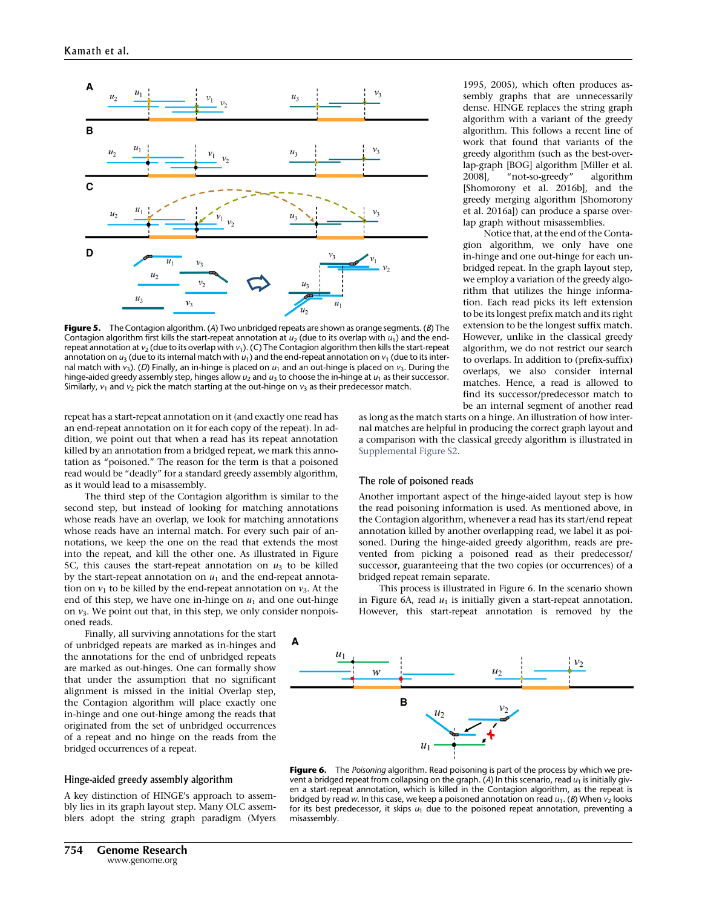**Figure 5.** The Contagion algorithm. (*A*) Two unbridged repeats are shown as orange segments. (*B*) The Contagion algorithm first kills the start-repeat annotation at $u_2$ (due to its overlap with $u_1$) and the end-repeat annotation at $v_2$ (due to its overlap with $v_1$). (*C*) The Contagion algorithm then kills the start-repeat annotation on $u_3$ (due to its internal match with $u_1$) and the end-repeat annotation on $v_1$ (due to its internal match with $v_3$). (*D*) Finally, an in-hinge is placed on $u_1$ and an out-hinge is placed on $v_3$. During the hinge-aided greedy assembly step, hinges allow $u_2$ and $u_3$ to choose the in-hinge at $u_1$ as their successor. Similarly, $v_1$ and $v_2$ pick the match starting at the out-hinge on $v_3$ as their predecessor match.

repeat has a start-repeat annotation on it (and exactly one read has an end-repeat annotation on it for each copy of the repeat). In addition, we point out that when a read has its repeat annotation killed by an annotation from a bridged repeat, we mark this annotation as "poisoned." The reason for the term is that a poisoned read would be "deadly" for a standard greedy assembly algorithm, as it would lead to a misassembly.

The third step of the Contagion algorithm is similar to the second step, but instead of looking for matching annotations whose reads have an overlap, we look for matching annotations whose reads have an internal match. For every such pair of annotations, we keep the one on the read that extends the most into the repeat, and kill the other one. As illustrated in Figure 5C, this causes the start-repeat annotation on $u_3$ to be killed by the start-repeat annotation on $u_1$ and the end-repeat annotation on $v_1$ to be killed by the end-repeat annotation on $v_3$. At the end of this step, we have one in-hinge on $u_1$ and one out-hinge on $v_3$. We point out that, in this step, we only consider nonpoisoned reads.

Finally, all surviving annotations for the start of unbridged repeats are marked as in-hinges and the annotations for the end of unbridged repeats are marked as out-hinges. One can formally show that under the assumption that no significant alignment is missed in the initial Overlap step, the Contagion algorithm will place exactly one in-hinge and one out-hinge among the reads that originated from the set of unbridged occurrences of a repeat and no hinge on the reads from the bridged occurrences of a repeat.

### Hinge-aided greedy assembly algorithm

A key distinction of HINGE's approach to assembly lies in its graph layout step. Many OLC assemblers adopt the string graph paradigm (Myers 1995, 2005), which often produces assembly graphs that are unnecessarily dense. HINGE replaces the string graph algorithm with a variant of the greedy algorithm. This follows a recent line of work that found that variants of the greedy algorithm (such as the best-overlap-graph [BOG] algorithm [Miller et al. 2008], "not-so-greedy" algorithm [Shomorony et al. 2016b], and the greedy merging algorithm [Shomorony et al. 2016a]) can produce a sparse overlap graph without misassemblies.

Notice that, at the end of the Contagion algorithm, we only have one in-hinge and one out-hinge for each unbridged repeat. In the graph layout step, we employ a variation of the greedy algorithm that utilizes the hinge information. Each read picks its left extension to be its longest prefix match and its right extension to be the longest suffix match. However, unlike in the classical greedy algorithm, we do not restrict our search to overlaps. In addition to (prefix-suffix) overlaps, we also consider internal matches. Hence, a read is allowed to find its successor/predecessor match to be an internal segment of another read as long as the match starts on a hinge. An illustration of how internal matches are helpful in producing the correct graph layout and a comparison with the classical greedy algorithm is illustrated in Supplemental Figure S2.

### The role of poisoned reads

Another important aspect of the hinge-aided layout step is how the read poisoning information is used. As mentioned above, in the Contagion algorithm, whenever a read has its start/end repeat annotation killed by another overlapping read, we label it as poisoned. During the hinge-aided greedy algorithm, reads are prevented from picking a poisoned read as their predecessor/successor, guaranteeing that the two copies (or occurrences) of a bridged repeat remain separate.

This process is illustrated in Figure 6. In the scenario shown in Figure 6A, read $u_1$ is initially given a start-repeat annotation. However, this start-repeat annotation is removed by the

**Figure 6.** The *Poisoning* algorithm. Read poisoning is part of the process by which we prevent a bridged repeat from collapsing on the graph. (*A*) In this scenario, read $u_1$ is initially given a start-repeat annotation, which is killed in the Contagion algorithm, as the repeat is bridged by read *w*. In this case, we keep a poisoned annotation on read $u_1$. (*B*) When $v_2$ looks for its best predecessor, it skips $u_1$ due to the poisoned repeat annotation, preventing a misassembly.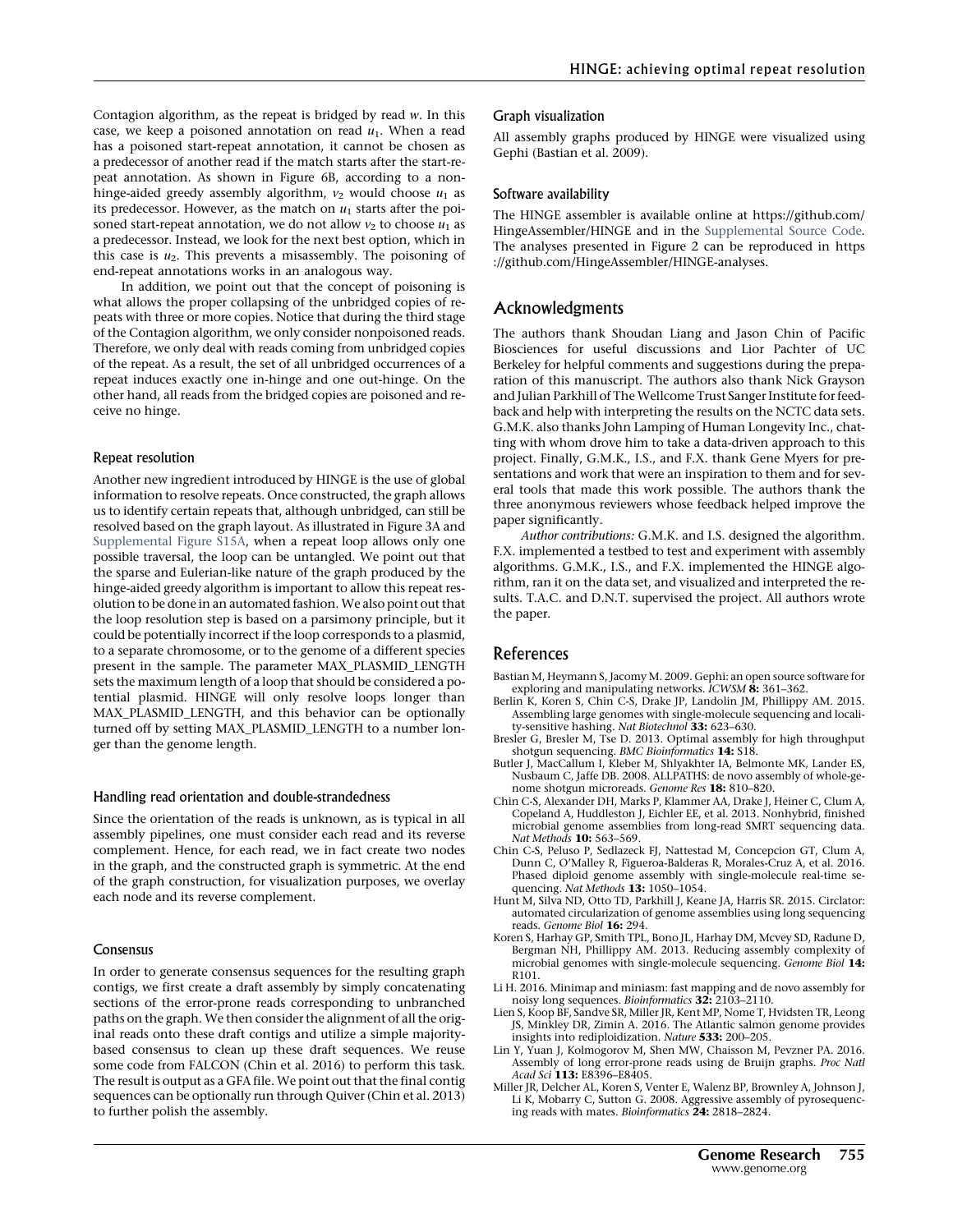Contagion algorithm, as the repeat is bridged by read $w$. In this case, we keep a poisoned annotation on read $u_1$. When a read has a poisoned start-repeat annotation, it cannot be chosen as a predecessor of another read if the match starts after the start-repeat annotation. As shown in Figure 6B, according to a non-hinge-aided greedy assembly algorithm, $v_2$ would choose $u_1$ as its predecessor. However, as the match on $u_1$ starts after the poisoned start-repeat annotation, we do not allow $v_2$ to choose $u_1$ as a predecessor. Instead, we look for the next best option, which in this case is $u_2$. This prevents a misassembly. The poisoning of end-repeat annotations works in an analogous way.

In addition, we point out that the concept of poisoning is what allows the proper collapsing of the unbridged copies of repeats with three or more copies. Notice that during the third stage of the Contagion algorithm, we only consider nonpoisoned reads. Therefore, we only deal with reads coming from unbridged copies of the repeat. As a result, the set of all unbridged occurrences of a repeat induces exactly one in-hinge and one out-hinge. On the other hand, all reads from the bridged copies are poisoned and receive no hinge.

### Repeat resolution

Another new ingredient introduced by HINGE is the use of global information to resolve repeats. Once constructed, the graph allows us to identify certain repeats that, although unbridged, can still be resolved based on the graph layout. As illustrated in Figure 3A and Supplemental Figure S15A, when a repeat loop allows only one possible traversal, the loop can be untangled. We point out that the sparse and Eulerian-like nature of the graph produced by the hinge-aided greedy algorithm is important to allow this repeat resolution to be done in an automated fashion. We also point out that the loop resolution step is based on a parsimony principle, but it could be potentially incorrect if the loop corresponds to a plasmid, to a separate chromosome, or to the genome of a different species present in the sample. The parameter MAX_PLASMID_LENGTH sets the maximum length of a loop that should be considered a potential plasmid. HINGE will only resolve loops longer than MAX_PLASMID_LENGTH, and this behavior can be optionally turned off by setting MAX_PLASMID_LENGTH to a number longer than the genome length.

### Handling read orientation and double-strandedness

Since the orientation of the reads is unknown, as is typical in all assembly pipelines, one must consider each read and its reverse complement. Hence, for each read, we in fact create two nodes in the graph, and the constructed graph is symmetric. At the end of the graph construction, for visualization purposes, we overlay each node and its reverse complement.

### Consensus

In order to generate consensus sequences for the resulting graph contigs, we first create a draft assembly by simply concatenating sections of the error-prone reads corresponding to unbranched paths on the graph. We then consider the alignment of all the original reads onto these draft contigs and utilize a simple majority-based consensus to clean up these draft sequences. We reuse some code from FALCON (Chin et al. 2016) to perform this task. The result is output as a GFA file. We point out that the final contig sequences can be optionally run through Quiver (Chin et al. 2013) to further polish the assembly.

### Graph visualization

All assembly graphs produced by HINGE were visualized using Gephi (Bastian et al. 2009).

### Software availability

The HINGE assembler is available online at https://github.com/HingeAssembler/HINGE and in the Supplemental Source Code. The analyses presented in Figure 2 can be reproduced in https://github.com/HingeAssembler/HINGE-analyses.

## Acknowledgments

The authors thank Shoudan Liang and Jason Chin of Pacific Biosciences for useful discussions and Lior Pachter of UC Berkeley for helpful comments and suggestions during the preparation of this manuscript. The authors also thank Nick Grayson and Julian Parkhill of The Wellcome Trust Sanger Institute for feedback and help with interpreting the results on the NCTC data sets. G.M.K. also thanks John Lamping of Human Longevity Inc., chatting with whom drove him to take a data-driven approach to this project. Finally, G.M.K., I.S., and F.X. thank Gene Myers for presentations and work that were an inspiration to them and for several tools that made this work possible. The authors thank the three anonymous reviewers whose feedback helped improve the paper significantly.

*Author contributions:* G.M.K. and I.S. designed the algorithm. F.X. implemented a testbed to test and experiment with assembly algorithms. G.M.K., I.S., and F.X. implemented the HINGE algorithm, ran it on the data set, and visualized and interpreted the results. T.A.C. and D.N.T. supervised the project. All authors wrote the paper.

## References

Bastian M, Heymann S, Jacomy M. 2009. Gephi: an open source software for exploring and manipulating networks. *ICWSM* **8:** 361–362.

Berlin K, Koren S, Chin C-S, Drake JP, Landolin JM, Phillippy AM. 2015. Assembling large genomes with single-molecule sequencing and locality-sensitive hashing. *Nat Biotechnol* **33:** 623–630.

Bresler G, Bresler M, Tse D. 2013. Optimal assembly for high throughput shotgun sequencing. *BMC Bioinformatics* **14:** S18.

Butler J, MacCallum I, Kleber M, Shlyakhter IA, Belmonte MK, Lander ES, Nusbaum C, Jaffe DB. 2008. ALLPATHS: de novo assembly of whole-genome shotgun microreads. *Genome Res* **18:** 810–820.

Chin C-S, Alexander DH, Marks P, Klammer AA, Drake J, Heiner C, Clum A, Copeland A, Huddleston J, Eichler EE, et al. 2013. Nonhybrid, finished microbial genome assemblies from long-read SMRT sequencing data. *Nat Methods* **10:** 563–569.

Chin C-S, Peluso P, Sedlazeck FJ, Nattestad M, Concepcion GT, Clum A, Dunn C, O'Malley R, Figueroa-Balderas R, Morales-Cruz A, et al. 2016. Phased diploid genome assembly with single-molecule real-time sequencing. *Nat Methods* **13:** 1050–1054.

Hunt M, Silva ND, Otto TD, Parkhill J, Keane JA, Harris SR. 2015. Circlator: automated circularization of genome assemblies using long sequencing reads. *Genome Biol* **16:** 294.

Koren S, Harhay GP, Smith TPL, Bono JL, Harhay DM, Mcvey SD, Radune D, Bergman NH, Phillippy AM. 2013. Reducing assembly complexity of microbial genomes with single-molecule sequencing. *Genome Biol* **14:** R101.

Li H. 2016. Minimap and miniasm: fast mapping and de novo assembly for noisy long sequences. *Bioinformatics* **32:** 2103–2110.

Lien S, Koop BF, Sandve SR, Miller JR, Kent MP, Nome T, Hvidsten TR, Leong JS, Minkley DR, Zimin A. 2016. The Atlantic salmon genome provides insights into rediploidization. *Nature* **533:** 200–205.

Lin Y, Yuan J, Kolmogorov M, Shen MW, Chaisson M, Pevzner PA. 2016. Assembly of long error-prone reads using de Bruijn graphs. *Proc Natl Acad Sci* **113:** E8396–E8405.

Miller JR, Delcher AL, Koren S, Venter E, Walenz BP, Brownley A, Johnson J, Li K, Mobarry C, Sutton G. 2008. Aggressive assembly of pyrosequencing reads with mates. *Bioinformatics* **24:** 2818–2824.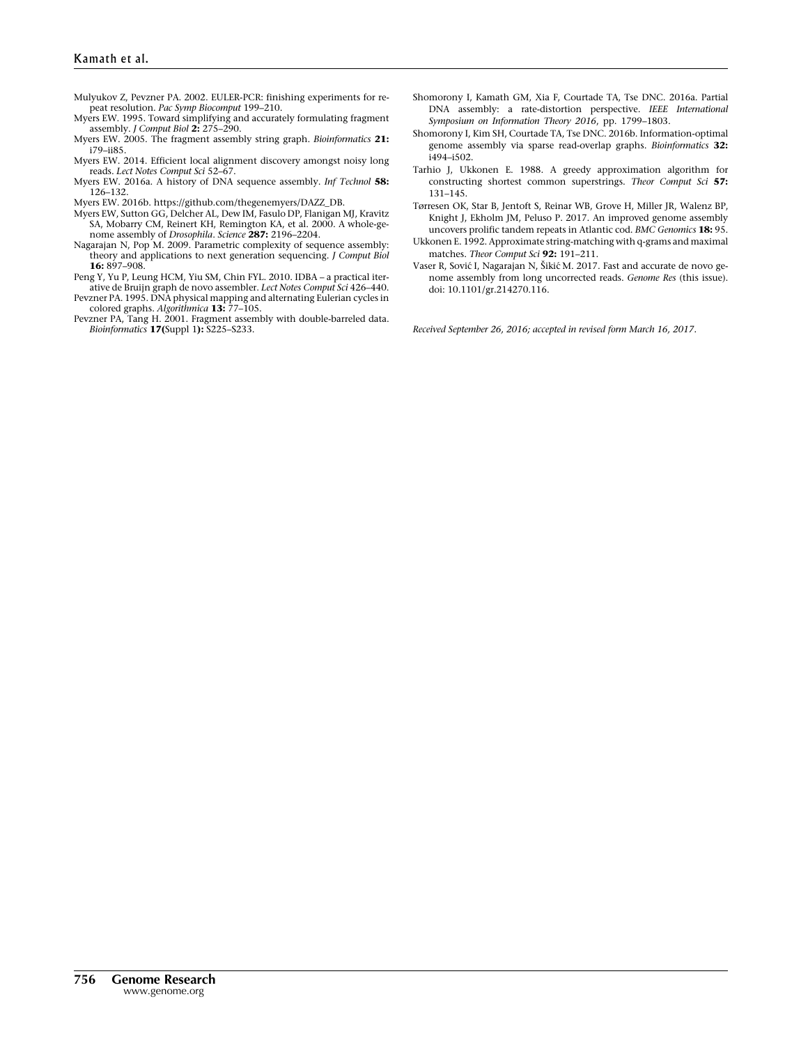Mulyukov Z, Pevzner PA. 2002. EULER-PCR: finishing experiments for repeat resolution. *Pac Symp Biocomput* 199–210.

Myers EW. 1995. Toward simplifying and accurately formulating fragment assembly. *J Comput Biol* **2:** 275–290.

Myers EW. 2005. The fragment assembly string graph. *Bioinformatics* **21:** i79–ii85.

Myers EW. 2014. Efficient local alignment discovery amongst noisy long reads. *Lect Notes Comput Sci* 52–67.

Myers EW. 2016a. A history of DNA sequence assembly. *Inf Technol* **58:** 126–132.

Myers EW. 2016b. https://github.com/thegenemyers/DAZZ_DB.

Myers EW, Sutton GG, Delcher AL, Dew IM, Fasulo DP, Flanigan MJ, Kravitz SA, Mobarry CM, Reinert KH, Remington KA, et al. 2000. A whole-genome assembly of *Drosophila*. *Science* **287:** 2196–2204.

Nagarajan N, Pop M. 2009. Parametric complexity of sequence assembly: theory and applications to next generation sequencing. *J Comput Biol* **16:** 897–908.

Peng Y, Yu P, Leung HCM, Yiu SM, Chin FYL. 2010. IDBA – a practical iterative de Bruijn graph de novo assembler. *Lect Notes Comput Sci* 426–440.

Pevzner PA. 1995. DNA physical mapping and alternating Eulerian cycles in colored graphs. *Algorithmica* **13:** 77–105.

Pevzner PA, Tang H. 2001. Fragment assembly with double-barreled data. *Bioinformatics* **17(**Suppl 1**):** S225–S233.

Shomorony I, Kamath GM, Xia F, Courtade TA, Tse DNC. 2016a. Partial DNA assembly: a rate-distortion perspective. *IEEE International Symposium on Information Theory 2016*, pp. 1799–1803.

Shomorony I, Kim SH, Courtade TA, Tse DNC. 2016b. Information-optimal genome assembly via sparse read-overlap graphs. *Bioinformatics* **32:** i494–i502.

Tarhio J, Ukkonen E. 1988. A greedy approximation algorithm for constructing shortest common superstrings. *Theor Comput Sci* **57:** 131–145.

Tørresen OK, Star B, Jentoft S, Reinar WB, Grove H, Miller JR, Walenz BP, Knight J, Ekholm JM, Peluso P. 2017. An improved genome assembly uncovers prolific tandem repeats in Atlantic cod. *BMC Genomics* **18:** 95.

Ukkonen E. 1992. Approximate string-matching with q-grams and maximal matches. *Theor Comput Sci* **92:** 191–211.

Vaser R, Sović I, Nagarajan N, Šikić M. 2017. Fast and accurate de novo genome assembly from long uncorrected reads. *Genome Res* (this issue). doi: 10.1101/gr.214270.116.

*Received September 26, 2016; accepted in revised form March 16, 2017.*